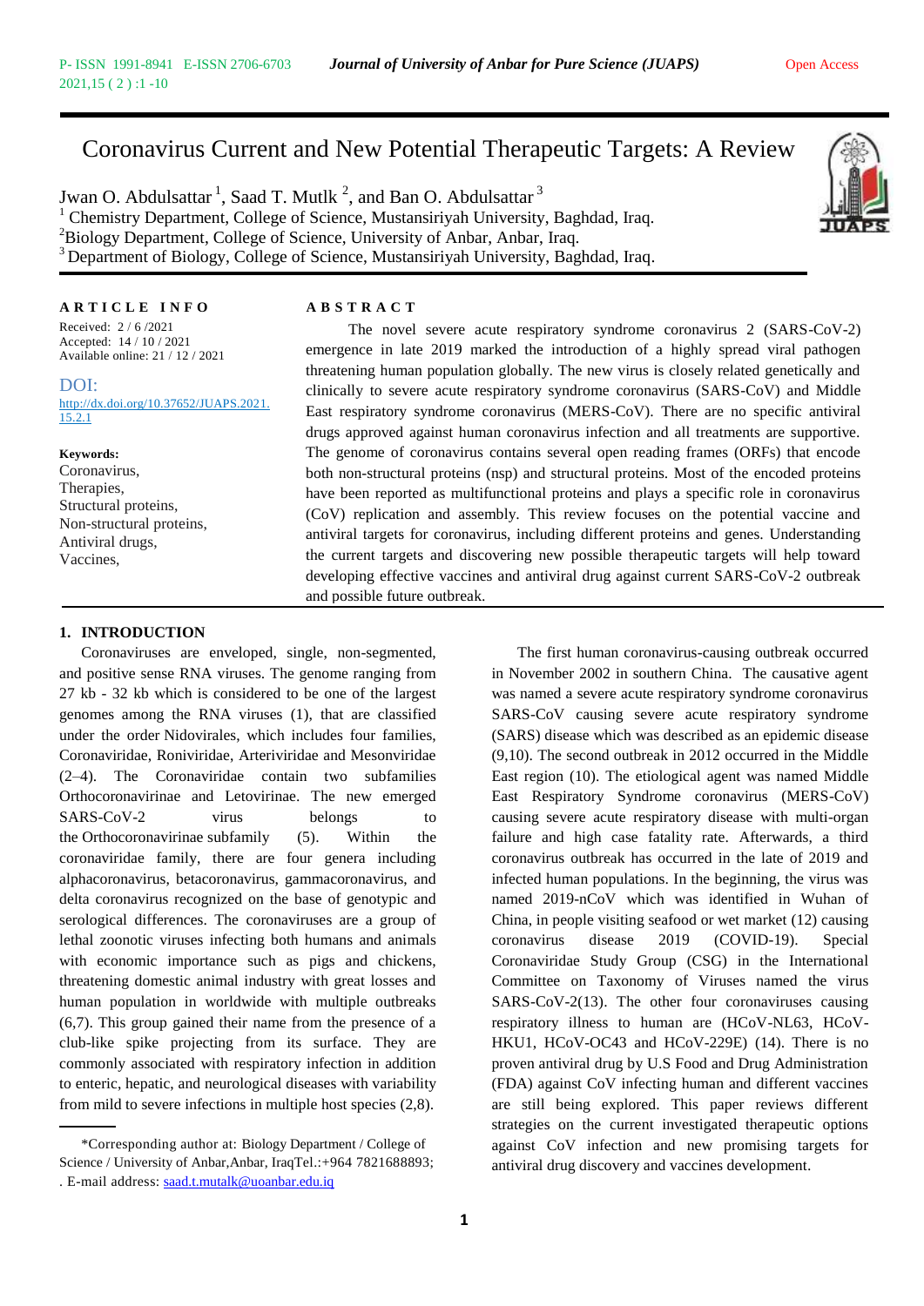# Coronavirus Current and New Potential Therapeutic Targets: A Review

Jwan O. Abdulsattar [1], Saad T. Mutlk [2], and Ban O. Abdulsattar [3]

[1] Chemistry Department, College of Science, Mustansiriyah University, Baghdad, Iraq.
[2] Biology Department, College of Science, University of Anbar, Anbar, Iraq.
[3] Department of Biology, College of Science, Mustansiriyah University, Baghdad, Iraq.

**ARTICLE INFO**

Received: 2 / 6 /2021
Accepted: 14 / 10 / 2021
Available online: 21 / 12 / 2021

DOI: http://dx.doi.org/10.37652/JUAPS.2021.15.2.1

**Keywords:**
Coronavirus,
Therapies,
Structural proteins,
Non-structural proteins,
Antiviral drugs,
Vaccines,

**ABSTRACT**

The novel severe acute respiratory syndrome coronavirus 2 (SARS-CoV-2) emergence in late 2019 marked the introduction of a highly spread viral pathogen threatening human population globally. The new virus is closely related genetically and clinically to severe acute respiratory syndrome coronavirus (SARS-CoV) and Middle East respiratory syndrome coronavirus (MERS-CoV). There are no specific antiviral drugs approved against human coronavirus infection and all treatments are supportive. The genome of coronavirus contains several open reading frames (ORFs) that encode both non-structural proteins (nsp) and structural proteins. Most of the encoded proteins have been reported as multifunctional proteins and plays a specific role in coronavirus (CoV) replication and assembly. This review focuses on the potential vaccine and antiviral targets for coronavirus, including different proteins and genes. Understanding the current targets and discovering new possible therapeutic targets will help toward developing effective vaccines and antiviral drug against current SARS-CoV-2 outbreak and possible future outbreak.

## 1. INTRODUCTION

Coronaviruses are enveloped, single, non-segmented, and positive sense RNA viruses. The genome ranging from 27 kb - 32 kb which is considered to be one of the largest genomes among the RNA viruses (1), that are classified under the order Nidovirales, which includes four families, Coronaviridae, Roniviridae, Arteriviridae and Mesonviridae (2–4). The Coronaviridae contain two subfamilies Orthocoronavirinae and Letovirinae. The new emerged SARS-CoV-2 virus belongs to the Orthocoronavirinae subfamily (5). Within the coronaviridae family, there are four genera including alphacoronavirus, betacoronavirus, gammacoronavirus, and delta coronavirus recognized on the base of genotypic and serological differences. The coronaviruses are a group of lethal zoonotic viruses infecting both humans and animals with economic importance such as pigs and chickens, threatening domestic animal industry with great losses and human population in worldwide with multiple outbreaks (6,7). This group gained their name from the presence of a club-like spike projecting from its surface. They are commonly associated with respiratory infection in addition to enteric, hepatic, and neurological diseases with variability from mild to severe infections in multiple host species (2,8).

The first human coronavirus-causing outbreak occurred in November 2002 in southern China. The causative agent was named a severe acute respiratory syndrome coronavirus SARS-CoV causing severe acute respiratory syndrome (SARS) disease which was described as an epidemic disease (9,10). The second outbreak in 2012 occurred in the Middle East region (10). The etiological agent was named Middle East Respiratory Syndrome coronavirus (MERS-CoV) causing severe acute respiratory disease with multi-organ failure and high case fatality rate. Afterwards, a third coronavirus outbreak has occurred in the late of 2019 and infected human populations. In the beginning, the virus was named 2019-nCoV which was identified in Wuhan of China, in people visiting seafood or wet market (12) causing coronavirus disease 2019 (COVID-19). Special Coronaviridae Study Group (CSG) in the International Committee on Taxonomy of Viruses named the virus SARS-CoV-2(13). The other four coronaviruses causing respiratory illness to human are (HCoV-NL63, HCoV-HKU1, HCoV-OC43 and HCoV-229E) (14). There is no proven antiviral drug by U.S Food and Drug Administration (FDA) against CoV infecting human and different vaccines are still being explored. This paper reviews different strategies on the current investigated therapeutic options against CoV infection and new promising targets for antiviral drug discovery and vaccines development.

*Corresponding author at: Biology Department / College of Science / University of Anbar,Anbar, IraqTel.:+964 7821688893; . E-mail address: saad.t.mutalk@uoanbar.edu.iq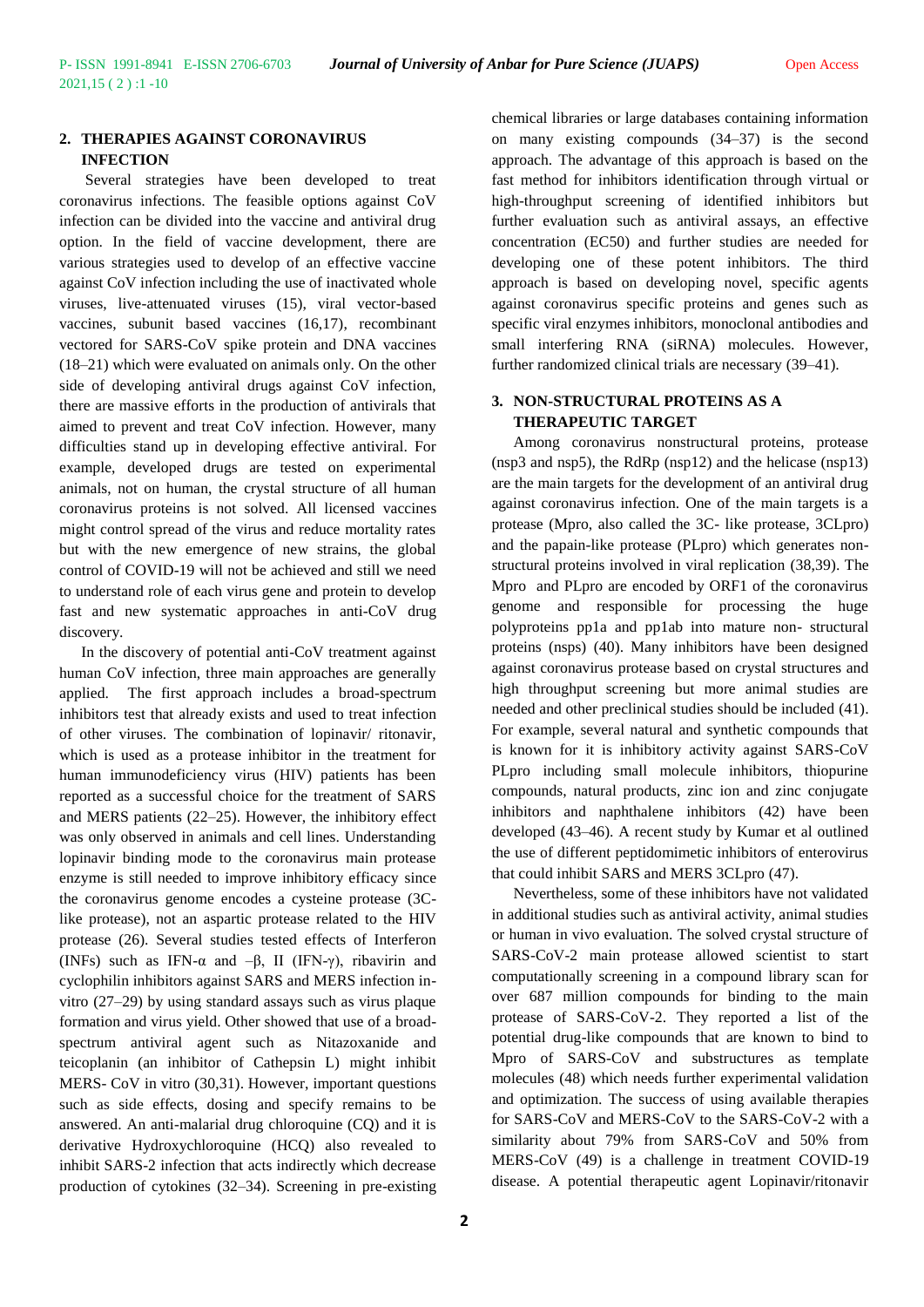## 2. THERAPIES AGAINST CORONAVIRUS INFECTION

Several strategies have been developed to treat coronavirus infections. The feasible options against CoV infection can be divided into the vaccine and antiviral drug option. In the field of vaccine development, there are various strategies used to develop of an effective vaccine against CoV infection including the use of inactivated whole viruses, live-attenuated viruses (15), viral vector-based vaccines, subunit based vaccines (16,17), recombinant vectored for SARS-CoV spike protein and DNA vaccines (18–21) which were evaluated on animals only. On the other side of developing antiviral drugs against CoV infection, there are massive efforts in the production of antivirals that aimed to prevent and treat CoV infection. However, many difficulties stand up in developing effective antiviral. For example, developed drugs are tested on experimental animals, not on human, the crystal structure of all human coronavirus proteins is not solved. All licensed vaccines might control spread of the virus and reduce mortality rates but with the new emergence of new strains, the global control of COVID-19 will not be achieved and still we need to understand role of each virus gene and protein to develop fast and new systematic approaches in anti-CoV drug discovery.

In the discovery of potential anti-CoV treatment against human CoV infection, three main approaches are generally applied. The first approach includes a broad-spectrum inhibitors test that already exists and used to treat infection of other viruses. The combination of lopinavir/ ritonavir, which is used as a protease inhibitor in the treatment for human immunodeficiency virus (HIV) patients has been reported as a successful choice for the treatment of SARS and MERS patients (22–25). However, the inhibitory effect was only observed in animals and cell lines. Understanding lopinavir binding mode to the coronavirus main protease enzyme is still needed to improve inhibitory efficacy since the coronavirus genome encodes a cysteine protease (3C-like protease), not an aspartic protease related to the HIV protease (26). Several studies tested effects of Interferon (INFs) such as IFN-α and –β, II (IFN-γ), ribavirin and cyclophilin inhibitors against SARS and MERS infection in-vitro (27–29) by using standard assays such as virus plaque formation and virus yield. Other showed that use of a broad-spectrum antiviral agent such as Nitazoxanide and teicoplanin (an inhibitor of Cathepsin L) might inhibit MERS- CoV in vitro (30,31). However, important questions such as side effects, dosing and specify remains to be answered. An anti-malarial drug chloroquine (CQ) and it is derivative Hydroxychloroquine (HCQ) also revealed to inhibit SARS-2 infection that acts indirectly which decrease production of cytokines (32–34). Screening in pre-existing chemical libraries or large databases containing information on many existing compounds (34–37) is the second approach. The advantage of this approach is based on the fast method for inhibitors identification through virtual or high-throughput screening of identified inhibitors but further evaluation such as antiviral assays, an effective concentration (EC50) and further studies are needed for developing one of these potent inhibitors. The third approach is based on developing novel, specific agents against coronavirus specific proteins and genes such as specific viral enzymes inhibitors, monoclonal antibodies and small interfering RNA (siRNA) molecules. However, further randomized clinical trials are necessary (39–41).

## 3. NON-STRUCTURAL PROTEINS AS A THERAPEUTIC TARGET

Among coronavirus nonstructural proteins, protease (nsp3 and nsp5), the RdRp (nsp12) and the helicase (nsp13) are the main targets for the development of an antiviral drug against coronavirus infection. One of the main targets is a protease (Mpro, also called the 3C- like protease, 3CLpro) and the papain-like protease (PLpro) which generates non-structural proteins involved in viral replication (38,39). The Mpro and PLpro are encoded by ORF1 of the coronavirus genome and responsible for processing the huge polyproteins pp1a and pp1ab into mature non- structural proteins (nsps) (40). Many inhibitors have been designed against coronavirus protease based on crystal structures and high throughput screening but more animal studies are needed and other preclinical studies should be included (41). For example, several natural and synthetic compounds that is known for it is inhibitory activity against SARS-CoV PLpro including small molecule inhibitors, thiopurine compounds, natural products, zinc ion and zinc conjugate inhibitors and naphthalene inhibitors (42) have been developed (43–46). A recent study by Kumar et al outlined the use of different peptidomimetic inhibitors of enterovirus that could inhibit SARS and MERS 3CLpro (47).

Nevertheless, some of these inhibitors have not validated in additional studies such as antiviral activity, animal studies or human in vivo evaluation. The solved crystal structure of SARS-CoV-2 main protease allowed scientist to start computationally screening in a compound library scan for over 687 million compounds for binding to the main protease of SARS-CoV-2. They reported a list of the potential drug-like compounds that are known to bind to Mpro of SARS-CoV and substructures as template molecules (48) which needs further experimental validation and optimization. The success of using available therapies for SARS-CoV and MERS-CoV to the SARS-CoV-2 with a similarity about 79% from SARS-CoV and 50% from MERS-CoV (49) is a challenge in treatment COVID-19 disease. A potential therapeutic agent Lopinavir/ritonavir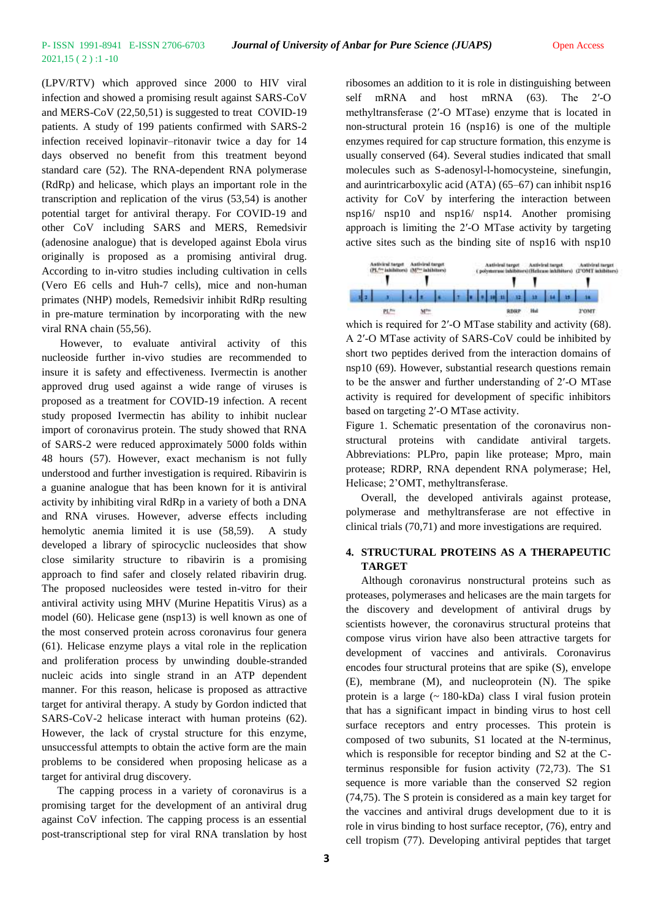(LPV/RTV) which approved since 2000 to HIV viral infection and showed a promising result against SARS-CoV and MERS-CoV (22,50,51) is suggested to treat COVID-19 patients. A study of 199 patients confirmed with SARS-2 infection received lopinavir–ritonavir twice a day for 14 days observed no benefit from this treatment beyond standard care (52). The RNA-dependent RNA polymerase (RdRp) and helicase, which plays an important role in the transcription and replication of the virus (53,54) is another potential target for antiviral therapy. For COVID-19 and other CoV including SARS and MERS, Remedsivir (adenosine analogue) that is developed against Ebola virus originally is proposed as a promising antiviral drug. According to in-vitro studies including cultivation in cells (Vero E6 cells and Huh-7 cells), mice and non-human primates (NHP) models, Remedsivir inhibit RdRp resulting in pre-mature termination by incorporating with the new viral RNA chain (55,56).

However, to evaluate antiviral activity of this nucleoside further in-vivo studies are recommended to insure it is safety and effectiveness. Ivermectin is another approved drug used against a wide range of viruses is proposed as a treatment for COVID-19 infection. A recent study proposed Ivermectin has ability to inhibit nuclear import of coronavirus protein. The study showed that RNA of SARS-2 were reduced approximately 5000 folds within 48 hours (57). However, exact mechanism is not fully understood and further investigation is required. Ribavirin is a guanine analogue that has been known for it is antiviral activity by inhibiting viral RdRp in a variety of both a DNA and RNA viruses. However, adverse effects including hemolytic anemia limited it is use (58,59). A study developed a library of spirocyclic nucleosides that show close similarity structure to ribavirin is a promising approach to find safer and closely related ribavirin drug. The proposed nucleosides were tested in-vitro for their antiviral activity using MHV (Murine Hepatitis Virus) as a model (60). Helicase gene (nsp13) is well known as one of the most conserved protein across coronavirus four genera (61). Helicase enzyme plays a vital role in the replication and proliferation process by unwinding double-stranded nucleic acids into single strand in an ATP dependent manner. For this reason, helicase is proposed as attractive target for antiviral therapy. A study by Gordon indicted that SARS-CoV-2 helicase interact with human proteins (62). However, the lack of crystal structure for this enzyme, unsuccessful attempts to obtain the active form are the main problems to be considered when proposing helicase as a target for antiviral drug discovery.

The capping process in a variety of coronavirus is a promising target for the development of an antiviral drug against CoV infection. The capping process is an essential post-transcriptional step for viral RNA translation by host ribosomes an addition to it is role in distinguishing between self mRNA and host mRNA (63). The 2′-O methyltransferase (2′-O MTase) enzyme that is located in non-structural protein 16 (nsp16) is one of the multiple enzymes required for cap structure formation, this enzyme is usually conserved (64). Several studies indicated that small molecules such as S-adenosyl-l-homocysteine, sinefungin, and aurintricarboxylic acid (ATA) (65–67) can inhibit nsp16 activity for CoV by interfering the interaction between nsp16/ nsp10 and nsp16/ nsp14. Another promising approach is limiting the 2′-O MTase activity by targeting active sites such as the binding site of nsp16 with nsp10 which is required for 2′-O MTase stability and activity (68). A 2′-O MTase activity of SARS-CoV could be inhibited by short two peptides derived from the interaction domains of nsp10 (69). However, substantial research questions remain to be the answer and further understanding of 2′-O MTase activity is required for development of specific inhibitors based on targeting 2′-O MTase activity.

Figure 1. Schematic presentation of the coronavirus non-structural proteins with candidate antiviral targets. Abbreviations: PLPro, papin like protease; Mpro, main protease; RDRP, RNA dependent RNA polymerase; Hel, Helicase; 2'OMT, methyltransferase.

Overall, the developed antivirals against protease, polymerase and methyltransferase are not effective in clinical trials (70,71) and more investigations are required.

## 4. STRUCTURAL PROTEINS AS A THERAPEUTIC TARGET

Although coronavirus nonstructural proteins such as proteases, polymerases and helicases are the main targets for the discovery and development of antiviral drugs by scientists however, the coronavirus structural proteins that compose virus virion have also been attractive targets for development of vaccines and antivirals. Coronavirus encodes four structural proteins that are spike (S), envelope (E), membrane (M), and nucleoprotein (N). The spike protein is a large (~ 180-kDa) class I viral fusion protein that has a significant impact in binding virus to host cell surface receptors and entry processes. This protein is composed of two subunits, S1 located at the N-terminus, which is responsible for receptor binding and S2 at the C-terminus responsible for fusion activity (72,73). The S1 sequence is more variable than the conserved S2 region (74,75). The S protein is considered as a main key target for the vaccines and antiviral drugs development due to it is role in virus binding to host surface receptor, (76), entry and cell tropism (77). Developing antiviral peptides that target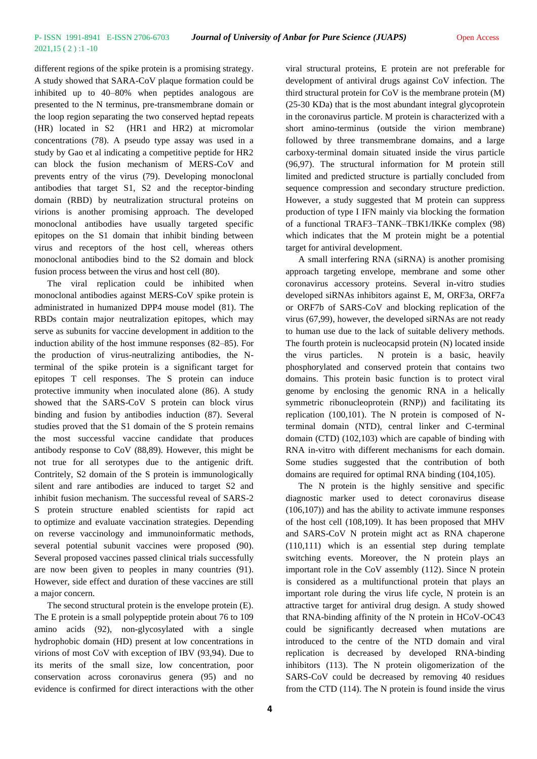different regions of the spike protein is a promising strategy. A study showed that SARA-CoV plaque formation could be inhibited up to 40–80% when peptides analogous are presented to the N terminus, pre-transmembrane domain or the loop region separating the two conserved heptad repeats (HR) located in S2 (HR1 and HR2) at micromolar concentrations (78). A pseudo type assay was used in a study by Gao et al indicating a competitive peptide for HR2 can block the fusion mechanism of MERS-CoV and prevents entry of the virus (79). Developing monoclonal antibodies that target S1, S2 and the receptor-binding domain (RBD) by neutralization structural proteins on virions is another promising approach. The developed monoclonal antibodies have usually targeted specific epitopes on the S1 domain that inhibit binding between virus and receptors of the host cell, whereas others monoclonal antibodies bind to the S2 domain and block fusion process between the virus and host cell (80).

The viral replication could be inhibited when monoclonal antibodies against MERS-CoV spike protein is administrated in humanized DPP4 mouse model (81). The RBDs contain major neutralization epitopes, which may serve as subunits for vaccine development in addition to the induction ability of the host immune responses (82–85). For the production of virus-neutralizing antibodies, the N-terminal of the spike protein is a significant target for epitopes T cell responses. The S protein can induce protective immunity when inoculated alone (86). A study showed that the SARS-CoV S protein can block virus binding and fusion by antibodies induction (87). Several studies proved that the S1 domain of the S protein remains the most successful vaccine candidate that produces antibody response to CoV (88,89). However, this might be not true for all serotypes due to the antigenic drift. Contritely, S2 domain of the S protein is immunologically silent and rare antibodies are induced to target S2 and inhibit fusion mechanism. The successful reveal of SARS-2 S protein structure enabled scientists for rapid act to optimize and evaluate vaccination strategies. Depending on reverse vaccinology and immunoinformatic methods, several potential subunit vaccines were proposed (90). Several proposed vaccines passed clinical trials successfully are now been given to peoples in many countries (91). However, side effect and duration of these vaccines are still a major concern.

The second structural protein is the envelope protein (E). The E protein is a small polypeptide protein about 76 to 109 amino acids (92), non-glycosylated with a single hydrophobic domain (HD) present at low concentrations in virions of most CoV with exception of IBV (93,94). Due to its merits of the small size, low concentration, poor conservation across coronavirus genera (95) and no evidence is confirmed for direct interactions with the other viral structural proteins, E protein are not preferable for development of antiviral drugs against CoV infection. The third structural protein for CoV is the membrane protein (M) (25-30 KDa) that is the most abundant integral glycoprotein in the coronavirus particle. M protein is characterized with a short amino-terminus (outside the virion membrane) followed by three transmembrane domains, and a large carboxy-terminal domain situated inside the virus particle (96,97). The structural information for M protein still limited and predicted structure is partially concluded from sequence compression and secondary structure prediction. However, a study suggested that M protein can suppress production of type I IFN mainly via blocking the formation of a functional TRAF3–TANK–TBK1/IKKe complex (98) which indicates that the M protein might be a potential target for antiviral development.

A small interfering RNA (siRNA) is another promising approach targeting envelope, membrane and some other coronavirus accessory proteins. Several in-vitro studies developed siRNAs inhibitors against E, M, ORF3a, ORF7a or ORF7b of SARS-CoV and blocking replication of the virus (67,99), however, the developed siRNAs are not ready to human use due to the lack of suitable delivery methods. The fourth protein is nucleocapsid protein (N) located inside the virus particles. N protein is a basic, heavily phosphorylated and conserved protein that contains two domains. This protein basic function is to protect viral genome by enclosing the genomic RNA in a helically symmetric ribonucleoprotein (RNP)) and facilitating its replication (100,101). The N protein is composed of N-terminal domain (NTD), central linker and C-terminal domain (CTD) (102,103) which are capable of binding with RNA in-vitro with different mechanisms for each domain. Some studies suggested that the contribution of both domains are required for optimal RNA binding (104,105).

The N protein is the highly sensitive and specific diagnostic marker used to detect coronavirus disease (106,107)) and has the ability to activate immune responses of the host cell (108,109). It has been proposed that MHV and SARS-CoV N protein might act as RNA chaperone (110,111) which is an essential step during template switching events. Moreover, the N protein plays an important role in the CoV assembly (112). Since N protein is considered as a multifunctional protein that plays an important role during the virus life cycle, N protein is an attractive target for antiviral drug design. A study showed that RNA-binding affinity of the N protein in HCoV-OC43 could be significantly decreased when mutations are introduced to the centre of the NTD domain and viral replication is decreased by developed RNA-binding inhibitors (113). The N protein oligomerization of the SARS-CoV could be decreased by removing 40 residues from the CTD (114). The N protein is found inside the virus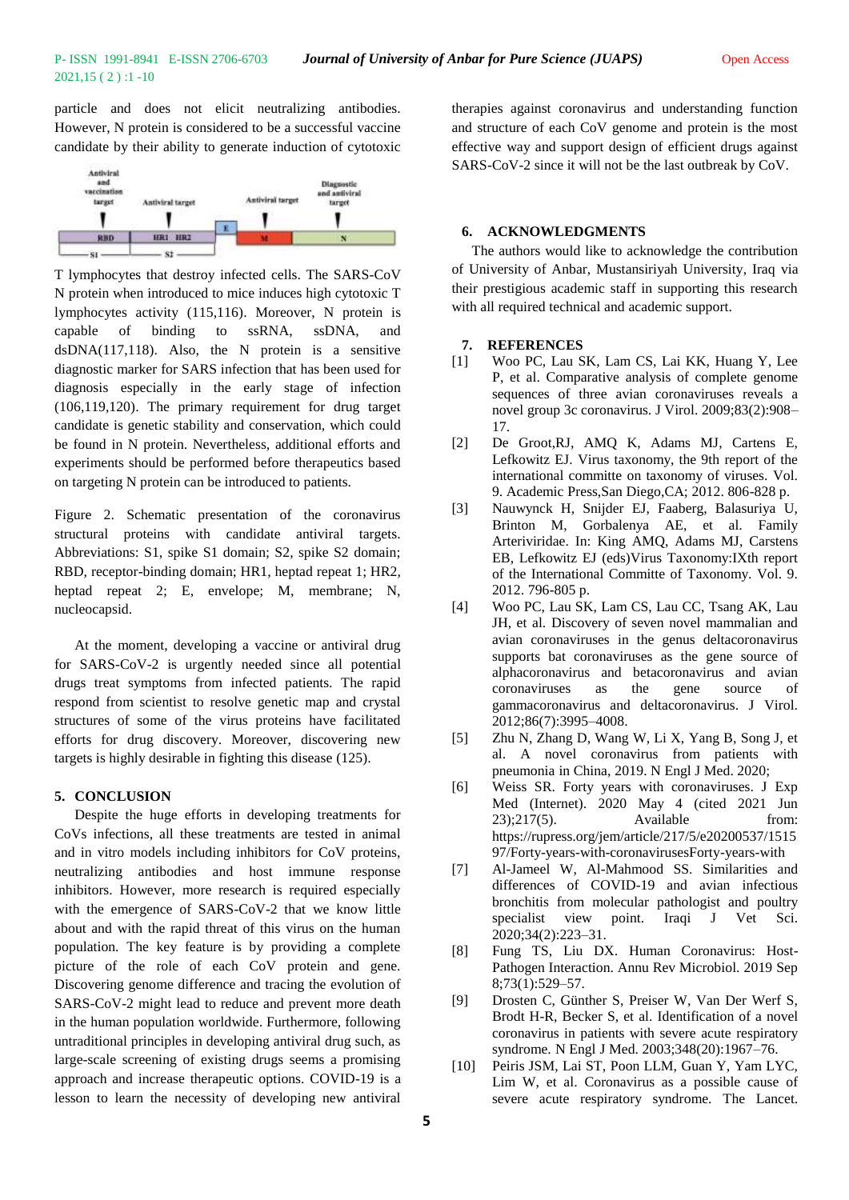particle and does not elicit neutralizing antibodies. However, N protein is considered to be a successful vaccine candidate by their ability to generate induction of cytotoxic T lymphocytes that destroy infected cells. The SARS-CoV N protein when introduced to mice induces high cytotoxic T lymphocytes activity (115,116). Moreover, N protein is capable of binding to ssRNA, ssDNA, and dsDNA(117,118). Also, the N protein is a sensitive diagnostic marker for SARS infection that has been used for diagnosis especially in the early stage of infection (106,119,120). The primary requirement for drug target candidate is genetic stability and conservation, which could be found in N protein. Nevertheless, additional efforts and experiments should be performed before therapeutics based on targeting N protein can be introduced to patients.

Figure 2. Schematic presentation of the coronavirus structural proteins with candidate antiviral targets. Abbreviations: S1, spike S1 domain; S2, spike S2 domain; RBD, receptor-binding domain; HR1, heptad repeat 1; HR2, heptad repeat 2; E, envelope; M, membrane; N, nucleocapsid.

At the moment, developing a vaccine or antiviral drug for SARS-CoV-2 is urgently needed since all potential drugs treat symptoms from infected patients. The rapid respond from scientist to resolve genetic map and crystal structures of some of the virus proteins have facilitated efforts for drug discovery. Moreover, discovering new targets is highly desirable in fighting this disease (125).

## 5. CONCLUSION

Despite the huge efforts in developing treatments for CoVs infections, all these treatments are tested in animal and in vitro models including inhibitors for CoV proteins, neutralizing antibodies and host immune response inhibitors. However, more research is required especially with the emergence of SARS-CoV-2 that we know little about and with the rapid threat of this virus on the human population. The key feature is by providing a complete picture of the role of each CoV protein and gene. Discovering genome difference and tracing the evolution of SARS-CoV-2 might lead to reduce and prevent more death in the human population worldwide. Furthermore, following untraditional principles in developing antiviral drug such, as large-scale screening of existing drugs seems a promising approach and increase therapeutic options. COVID-19 is a lesson to learn the necessity of developing new antiviral therapies against coronavirus and understanding function and structure of each CoV genome and protein is the most effective way and support design of efficient drugs against SARS-CoV-2 since it will not be the last outbreak by CoV.

## 6. ACKNOWLEDGMENTS

The authors would like to acknowledge the contribution of University of Anbar, Mustansiriyah University, Iraq via their prestigious academic staff in supporting this research with all required technical and academic support.

## 7. REFERENCES

[1] Woo PC, Lau SK, Lam CS, Lai KK, Huang Y, Lee P, et al. Comparative analysis of complete genome sequences of three avian coronaviruses reveals a novel group 3c coronavirus. J Virol. 2009;83(2):908–17.

[2] De Groot,RJ, AMQ K, Adams MJ, Cartens E, Lefkowitz EJ. Virus taxonomy, the 9th report of the international committe on taxonomy of viruses. Vol. 9. Academic Press,San Diego,CA; 2012. 806-828 p.

[3] Nauwynck H, Snijder EJ, Faaberg, Balasuriya U, Brinton M, Gorbalenya AE, et al. Family Arteriviridae. In: King AMQ, Adams MJ, Carstens EB, Lefkowitz EJ (eds)Virus Taxonomy:IXth report of the International Committe of Taxonomy. Vol. 9. 2012. 796-805 p.

[4] Woo PC, Lau SK, Lam CS, Lau CC, Tsang AK, Lau JH, et al. Discovery of seven novel mammalian and avian coronaviruses in the genus deltacoronavirus supports bat coronaviruses as the gene source of alphacoronavirus and betacoronavirus and avian coronaviruses as the gene source of gammacoronavirus and deltacoronavirus. J Virol. 2012;86(7):3995–4008.

[5] Zhu N, Zhang D, Wang W, Li X, Yang B, Song J, et al. A novel coronavirus from patients with pneumonia in China, 2019. N Engl J Med. 2020;

[6] Weiss SR. Forty years with coronaviruses. J Exp Med (Internet). 2020 May 4 (cited 2021 Jun 23);217(5). Available from: https://rupress.org/jem/article/217/5/e20200537/151597/Forty-years-with-coronavirusesForty-years-with

[7] Al-Jameel W, Al-Mahmood SS. Similarities and differences of COVID-19 and avian infectious bronchitis from molecular pathologist and poultry specialist view point. Iraqi J Vet Sci. 2020;34(2):223–31.

[8] Fung TS, Liu DX. Human Coronavirus: Host-Pathogen Interaction. Annu Rev Microbiol. 2019 Sep 8;73(1):529–57.

[9] Drosten C, Günther S, Preiser W, Van Der Werf S, Brodt H-R, Becker S, et al. Identification of a novel coronavirus in patients with severe acute respiratory syndrome. N Engl J Med. 2003;348(20):1967–76.

[10] Peiris JSM, Lai ST, Poon LLM, Guan Y, Yam LYC, Lim W, et al. Coronavirus as a possible cause of severe acute respiratory syndrome. The Lancet.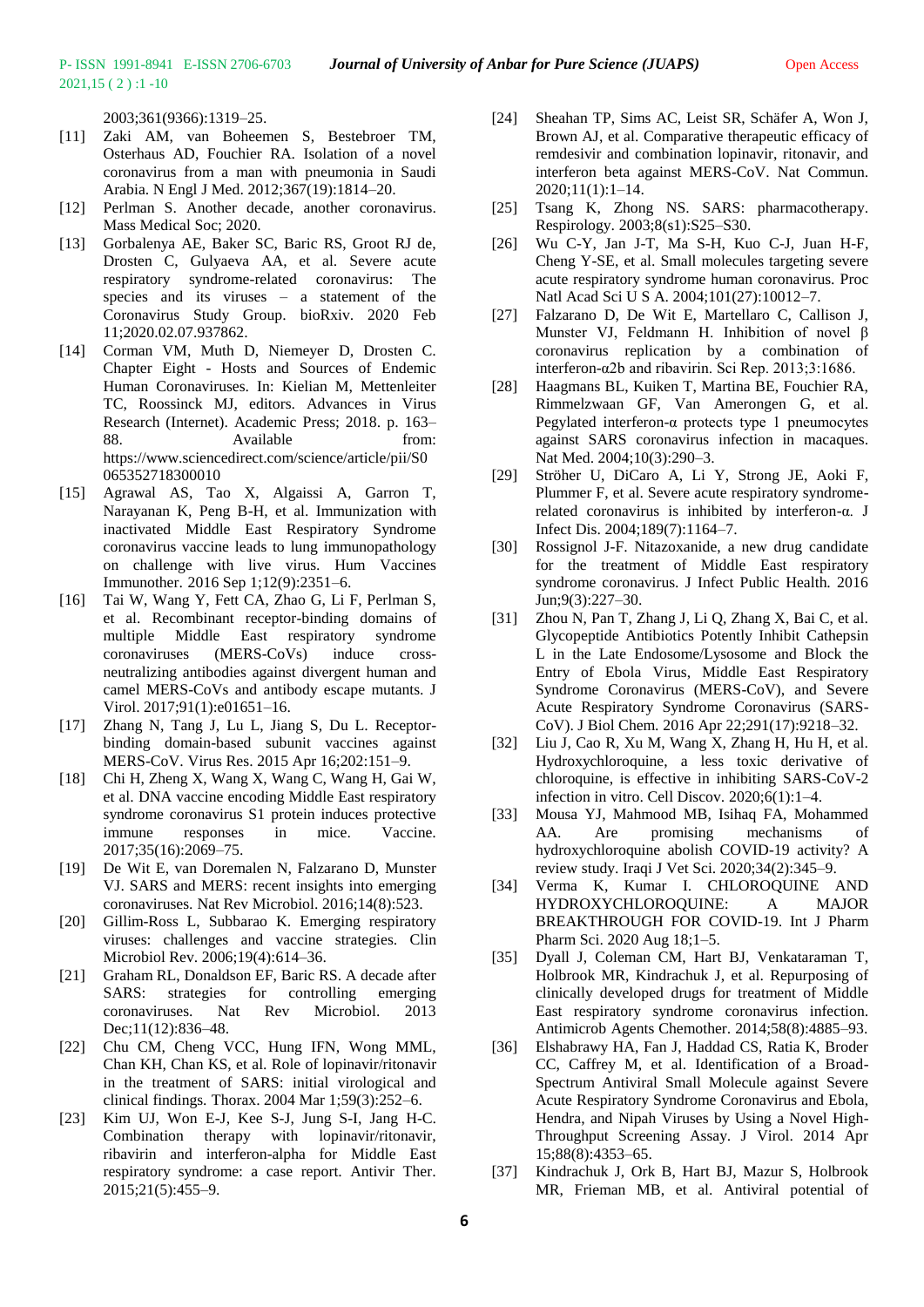2003;361(9366):1319–25.

[11] Zaki AM, van Boheemen S, Bestebroer TM, Osterhaus AD, Fouchier RA. Isolation of a novel coronavirus from a man with pneumonia in Saudi Arabia. N Engl J Med. 2012;367(19):1814–20.

[12] Perlman S. Another decade, another coronavirus. Mass Medical Soc; 2020.

[13] Gorbalenya AE, Baker SC, Baric RS, Groot RJ de, Drosten C, Gulyaeva AA, et al. Severe acute respiratory syndrome-related coronavirus: The species and its viruses – a statement of the Coronavirus Study Group. bioRxiv. 2020 Feb 11;2020.02.07.937862.

[14] Corman VM, Muth D, Niemeyer D, Drosten C. Chapter Eight - Hosts and Sources of Endemic Human Coronaviruses. In: Kielian M, Mettenleiter TC, Roossinck MJ, editors. Advances in Virus Research (Internet). Academic Press; 2018. p. 163–88. Available from: https://www.sciencedirect.com/science/article/pii/S0065352718300010

[15] Agrawal AS, Tao X, Algaissi A, Garron T, Narayanan K, Peng B-H, et al. Immunization with inactivated Middle East Respiratory Syndrome coronavirus vaccine leads to lung immunopathology on challenge with live virus. Hum Vaccines Immunother. 2016 Sep 1;12(9):2351–6.

[16] Tai W, Wang Y, Fett CA, Zhao G, Li F, Perlman S, et al. Recombinant receptor-binding domains of multiple Middle East respiratory syndrome coronaviruses (MERS-CoVs) induce cross-neutralizing antibodies against divergent human and camel MERS-CoVs and antibody escape mutants. J Virol. 2017;91(1):e01651–16.

[17] Zhang N, Tang J, Lu L, Jiang S, Du L. Receptor-binding domain-based subunit vaccines against MERS-CoV. Virus Res. 2015 Apr 16;202:151–9.

[18] Chi H, Zheng X, Wang X, Wang C, Wang H, Gai W, et al. DNA vaccine encoding Middle East respiratory syndrome coronavirus S1 protein induces protective immune responses in mice. Vaccine. 2017;35(16):2069–75.

[19] De Wit E, van Doremalen N, Falzarano D, Munster VJ. SARS and MERS: recent insights into emerging coronaviruses. Nat Rev Microbiol. 2016;14(8):523.

[20] Gillim-Ross L, Subbarao K. Emerging respiratory viruses: challenges and vaccine strategies. Clin Microbiol Rev. 2006;19(4):614–36.

[21] Graham RL, Donaldson EF, Baric RS. A decade after SARS: strategies for controlling emerging coronaviruses. Nat Rev Microbiol. 2013 Dec;11(12):836–48.

[22] Chu CM, Cheng VCC, Hung IFN, Wong MML, Chan KH, Chan KS, et al. Role of lopinavir/ritonavir in the treatment of SARS: initial virological and clinical findings. Thorax. 2004 Mar 1;59(3):252–6.

[23] Kim UJ, Won E-J, Kee S-J, Jung S-I, Jang H-C. Combination therapy with lopinavir/ritonavir, ribavirin and interferon-alpha for Middle East respiratory syndrome: a case report. Antivir Ther. 2015;21(5):455–9.

[24] Sheahan TP, Sims AC, Leist SR, Schäfer A, Won J, Brown AJ, et al. Comparative therapeutic efficacy of remdesivir and combination lopinavir, ritonavir, and interferon beta against MERS-CoV. Nat Commun. 2020;11(1):1–14.

[25] Tsang K, Zhong NS. SARS: pharmacotherapy. Respirology. 2003;8(s1):S25–S30.

[26] Wu C-Y, Jan J-T, Ma S-H, Kuo C-J, Juan H-F, Cheng Y-SE, et al. Small molecules targeting severe acute respiratory syndrome human coronavirus. Proc Natl Acad Sci U S A. 2004;101(27):10012–7.

[27] Falzarano D, De Wit E, Martellaro C, Callison J, Munster VJ, Feldmann H. Inhibition of novel β coronavirus replication by a combination of interferon-α2b and ribavirin. Sci Rep. 2013;3:1686.

[28] Haagmans BL, Kuiken T, Martina BE, Fouchier RA, Rimmelzwaan GF, Van Amerongen G, et al. Pegylated interferon-α protects type 1 pneumocytes against SARS coronavirus infection in macaques. Nat Med. 2004;10(3):290–3.

[29] Ströher U, DiCaro A, Li Y, Strong JE, Aoki F, Plummer F, et al. Severe acute respiratory syndrome-related coronavirus is inhibited by interferon-α. J Infect Dis. 2004;189(7):1164–7.

[30] Rossignol J-F. Nitazoxanide, a new drug candidate for the treatment of Middle East respiratory syndrome coronavirus. J Infect Public Health. 2016 Jun;9(3):227–30.

[31] Zhou N, Pan T, Zhang J, Li Q, Zhang X, Bai C, et al. Glycopeptide Antibiotics Potently Inhibit Cathepsin L in the Late Endosome/Lysosome and Block the Entry of Ebola Virus, Middle East Respiratory Syndrome Coronavirus (MERS-CoV), and Severe Acute Respiratory Syndrome Coronavirus (SARS-CoV). J Biol Chem. 2016 Apr 22;291(17):9218–32.

[32] Liu J, Cao R, Xu M, Wang X, Zhang H, Hu H, et al. Hydroxychloroquine, a less toxic derivative of chloroquine, is effective in inhibiting SARS-CoV-2 infection in vitro. Cell Discov. 2020;6(1):1–4.

[33] Mousa YJ, Mahmood MB, Isihaq FA, Mohammed AA. Are promising mechanisms of hydroxychloroquine abolish COVID-19 activity? A review study. Iraqi J Vet Sci. 2020;34(2):345–9.

[34] Verma K, Kumar I. CHLOROQUINE AND HYDROXYCHLOROQUINE: A MAJOR BREAKTHROUGH FOR COVID-19. Int J Pharm Pharm Sci. 2020 Aug 18;1–5.

[35] Dyall J, Coleman CM, Hart BJ, Venkataraman T, Holbrook MR, Kindrachuk J, et al. Repurposing of clinically developed drugs for treatment of Middle East respiratory syndrome coronavirus infection. Antimicrob Agents Chemother. 2014;58(8):4885–93.

[36] Elshabrawy HA, Fan J, Haddad CS, Ratia K, Broder CC, Caffrey M, et al. Identification of a Broad-Spectrum Antiviral Small Molecule against Severe Acute Respiratory Syndrome Coronavirus and Ebola, Hendra, and Nipah Viruses by Using a Novel High-Throughput Screening Assay. J Virol. 2014 Apr 15;88(8):4353–65.

[37] Kindrachuk J, Ork B, Hart BJ, Mazur S, Holbrook MR, Frieman MB, et al. Antiviral potential of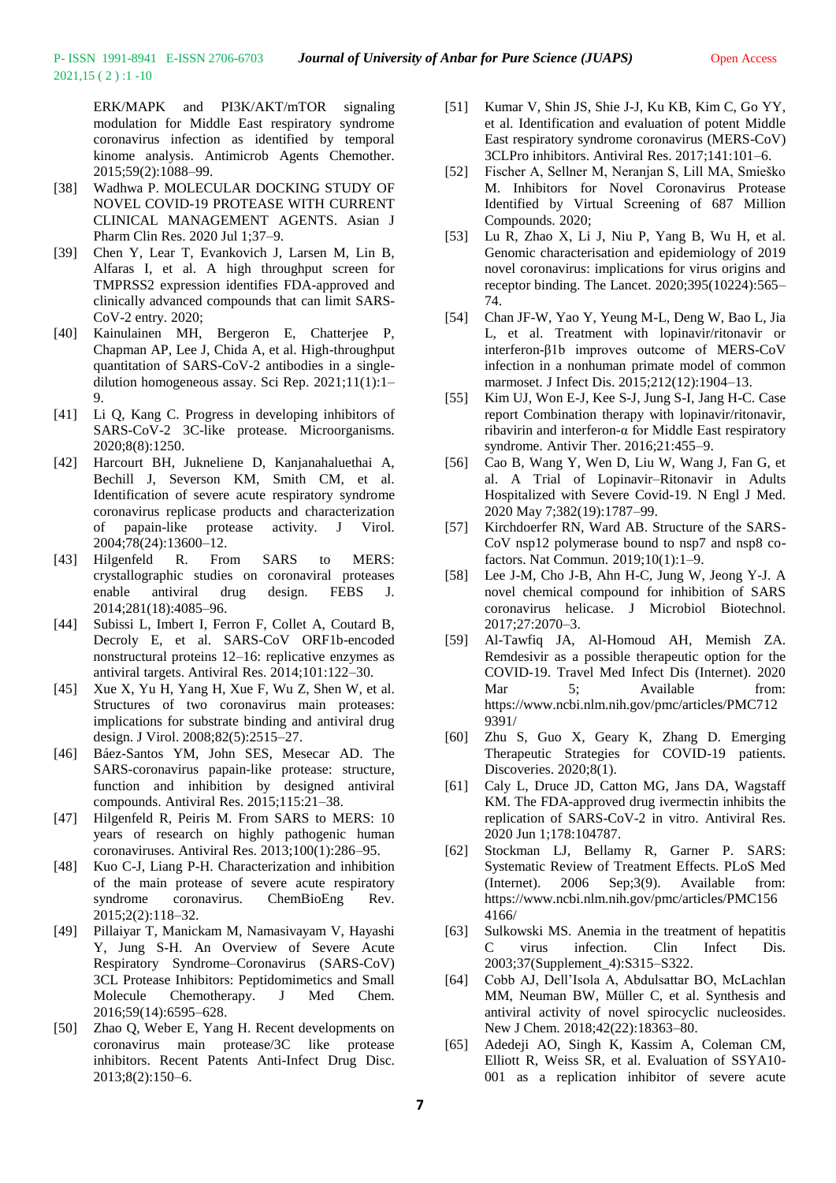ERK/MAPK and PI3K/AKT/mTOR signaling modulation for Middle East respiratory syndrome coronavirus infection as identified by temporal kinome analysis. Antimicrob Agents Chemother. 2015;59(2):1088–99.

[38] Wadhwa P. MOLECULAR DOCKING STUDY OF NOVEL COVID-19 PROTEASE WITH CURRENT CLINICAL MANAGEMENT AGENTS. Asian J Pharm Clin Res. 2020 Jul 1;37–9.

[39] Chen Y, Lear T, Evankovich J, Larsen M, Lin B, Alfaras I, et al. A high throughput screen for TMPRSS2 expression identifies FDA-approved and clinically advanced compounds that can limit SARS-CoV-2 entry. 2020;

[40] Kainulainen MH, Bergeron E, Chatterjee P, Chapman AP, Lee J, Chida A, et al. High-throughput quantitation of SARS-CoV-2 antibodies in a single-dilution homogeneous assay. Sci Rep. 2021;11(1):1–9.

[41] Li Q, Kang C. Progress in developing inhibitors of SARS-CoV-2 3C-like protease. Microorganisms. 2020;8(8):1250.

[42] Harcourt BH, Jukneliene D, Kanjanahaluethai A, Bechill J, Severson KM, Smith CM, et al. Identification of severe acute respiratory syndrome coronavirus replicase products and characterization of papain-like protease activity. J Virol. 2004;78(24):13600–12.

[43] Hilgenfeld R. From SARS to MERS: crystallographic studies on coronaviral proteases enable antiviral drug design. FEBS J. 2014;281(18):4085–96.

[44] Subissi L, Imbert I, Ferron F, Collet A, Coutard B, Decroly E, et al. SARS-CoV ORF1b-encoded nonstructural proteins 12–16: replicative enzymes as antiviral targets. Antiviral Res. 2014;101:122–30.

[45] Xue X, Yu H, Yang H, Xue F, Wu Z, Shen W, et al. Structures of two coronavirus main proteases: implications for substrate binding and antiviral drug design. J Virol. 2008;82(5):2515–27.

[46] Báez-Santos YM, John SES, Mesecar AD. The SARS-coronavirus papain-like protease: structure, function and inhibition by designed antiviral compounds. Antiviral Res. 2015;115:21–38.

[47] Hilgenfeld R, Peiris M. From SARS to MERS: 10 years of research on highly pathogenic human coronaviruses. Antiviral Res. 2013;100(1):286–95.

[48] Kuo C-J, Liang P-H. Characterization and inhibition of the main protease of severe acute respiratory syndrome coronavirus. ChemBioEng Rev. 2015;2(2):118–32.

[49] Pillaiyar T, Manickam M, Namasivayam V, Hayashi Y, Jung S-H. An Overview of Severe Acute Respiratory Syndrome–Coronavirus (SARS-CoV) 3CL Protease Inhibitors: Peptidomimetics and Small Molecule Chemotherapy. J Med Chem. 2016;59(14):6595–628.

[50] Zhao Q, Weber E, Yang H. Recent developments on coronavirus main protease/3C like protease inhibitors. Recent Patents Anti-Infect Drug Disc. 2013;8(2):150–6.

[51] Kumar V, Shin JS, Shie J-J, Ku KB, Kim C, Go YY, et al. Identification and evaluation of potent Middle East respiratory syndrome coronavirus (MERS-CoV) 3CLPro inhibitors. Antiviral Res. 2017;141:101–6.

[52] Fischer A, Sellner M, Neranjan S, Lill MA, Smieško M. Inhibitors for Novel Coronavirus Protease Identified by Virtual Screening of 687 Million Compounds. 2020;

[53] Lu R, Zhao X, Li J, Niu P, Yang B, Wu H, et al. Genomic characterisation and epidemiology of 2019 novel coronavirus: implications for virus origins and receptor binding. The Lancet. 2020;395(10224):565–74.

[54] Chan JF-W, Yao Y, Yeung M-L, Deng W, Bao L, Jia L, et al. Treatment with lopinavir/ritonavir or interferon-β1b improves outcome of MERS-CoV infection in a nonhuman primate model of common marmoset. J Infect Dis. 2015;212(12):1904–13.

[55] Kim UJ, Won E-J, Kee S-J, Jung S-I, Jang H-C. Case report Combination therapy with lopinavir/ritonavir, ribavirin and interferon-α for Middle East respiratory syndrome. Antivir Ther. 2016;21:455–9.

[56] Cao B, Wang Y, Wen D, Liu W, Wang J, Fan G, et al. A Trial of Lopinavir–Ritonavir in Adults Hospitalized with Severe Covid-19. N Engl J Med. 2020 May 7;382(19):1787–99.

[57] Kirchdoerfer RN, Ward AB. Structure of the SARS-CoV nsp12 polymerase bound to nsp7 and nsp8 co-factors. Nat Commun. 2019;10(1):1–9.

[58] Lee J-M, Cho J-B, Ahn H-C, Jung W, Jeong Y-J. A novel chemical compound for inhibition of SARS coronavirus helicase. J Microbiol Biotechnol. 2017;27:2070–3.

[59] Al-Tawfiq JA, Al-Homoud AH, Memish ZA. Remdesivir as a possible therapeutic option for the COVID-19. Travel Med Infect Dis (Internet). 2020 Mar 5; Available from: https://www.ncbi.nlm.nih.gov/pmc/articles/PMC7129391/

[60] Zhu S, Guo X, Geary K, Zhang D. Emerging Therapeutic Strategies for COVID-19 patients. Discoveries. 2020;8(1).

[61] Caly L, Druce JD, Catton MG, Jans DA, Wagstaff KM. The FDA-approved drug ivermectin inhibits the replication of SARS-CoV-2 in vitro. Antiviral Res. 2020 Jun 1;178:104787.

[62] Stockman LJ, Bellamy R, Garner P. SARS: Systematic Review of Treatment Effects. PLoS Med (Internet). 2006 Sep;3(9). Available from: https://www.ncbi.nlm.nih.gov/pmc/articles/PMC1564166/

[63] Sulkowski MS. Anemia in the treatment of hepatitis C virus infection. Clin Infect Dis. 2003;37(Supplement_4):S315–S322.

[64] Cobb AJ, Dell'Isola A, Abdulsattar BO, McLachlan MM, Neuman BW, Müller C, et al. Synthesis and antiviral activity of novel spirocyclic nucleosides. New J Chem. 2018;42(22):18363–80.

[65] Adedeji AO, Singh K, Kassim A, Coleman CM, Elliott R, Weiss SR, et al. Evaluation of SSYA10-001 as a replication inhibitor of severe acute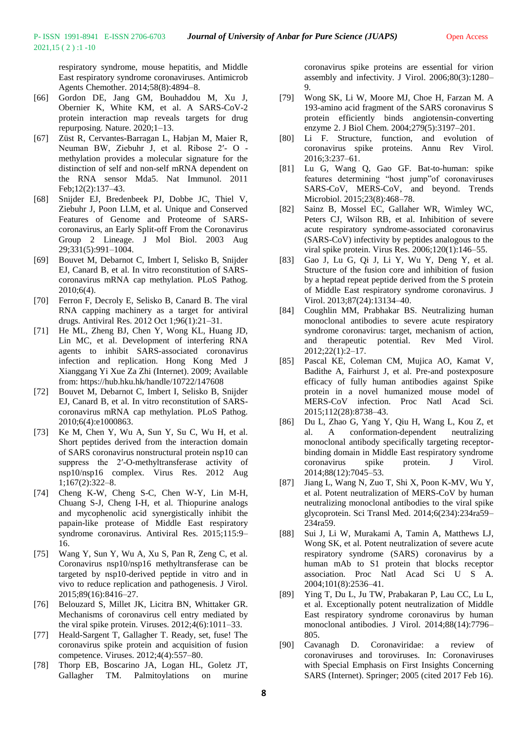respiratory syndrome, mouse hepatitis, and Middle East respiratory syndrome coronaviruses. Antimicrob Agents Chemother. 2014;58(8):4894–8.

[66] Gordon DE, Jang GM, Bouhaddou M, Xu J, Obernier K, White KM, et al. A SARS-CoV-2 protein interaction map reveals targets for drug repurposing. Nature. 2020;1–13.

[67] Züst R, Cervantes-Barragan L, Habjan M, Maier R, Neuman BW, Ziebuhr J, et al. Ribose 2′- O - methylation provides a molecular signature for the distinction of self and non-self mRNA dependent on the RNA sensor Mda5. Nat Immunol. 2011 Feb;12(2):137–43.

[68] Snijder EJ, Bredenbeek PJ, Dobbe JC, Thiel V, Ziebuhr J, Poon LLM, et al. Unique and Conserved Features of Genome and Proteome of SARS-coronavirus, an Early Split-off From the Coronavirus Group 2 Lineage. J Mol Biol. 2003 Aug 29;331(5):991–1004.

[69] Bouvet M, Debarnot C, Imbert I, Selisko B, Snijder EJ, Canard B, et al. In vitro reconstitution of SARS-coronavirus mRNA cap methylation. PLoS Pathog. 2010;6(4).

[70] Ferron F, Decroly E, Selisko B, Canard B. The viral RNA capping machinery as a target for antiviral drugs. Antiviral Res. 2012 Oct 1;96(1):21–31.

[71] He ML, Zheng BJ, Chen Y, Wong KL, Huang JD, Lin MC, et al. Development of interfering RNA agents to inhibit SARS-associated coronavirus infection and replication. Hong Kong Med J Xianggang Yi Xue Za Zhi (Internet). 2009; Available from: https://hub.hku.hk/handle/10722/147608

[72] Bouvet M, Debarnot C, Imbert I, Selisko B, Snijder EJ, Canard B, et al. In vitro reconstitution of SARS-coronavirus mRNA cap methylation. PLoS Pathog. 2010;6(4):e1000863.

[73] Ke M, Chen Y, Wu A, Sun Y, Su C, Wu H, et al. Short peptides derived from the interaction domain of SARS coronavirus nonstructural protein nsp10 can suppress the 2′-O-methyltransferase activity of nsp10/nsp16 complex. Virus Res. 2012 Aug 1;167(2):322–8.

[74] Cheng K-W, Cheng S-C, Chen W-Y, Lin M-H, Chuang S-J, Cheng I-H, et al. Thiopurine analogs and mycophenolic acid synergistically inhibit the papain-like protease of Middle East respiratory syndrome coronavirus. Antiviral Res. 2015;115:9–16.

[75] Wang Y, Sun Y, Wu A, Xu S, Pan R, Zeng C, et al. Coronavirus nsp10/nsp16 methyltransferase can be targeted by nsp10-derived peptide in vitro and in vivo to reduce replication and pathogenesis. J Virol. 2015;89(16):8416–27.

[76] Belouzard S, Millet JK, Licitra BN, Whittaker GR. Mechanisms of coronavirus cell entry mediated by the viral spike protein. Viruses. 2012;4(6):1011–33.

[77] Heald-Sargent T, Gallagher T. Ready, set, fuse! The coronavirus spike protein and acquisition of fusion competence. Viruses. 2012;4(4):557–80.

[78] Thorp EB, Boscarino JA, Logan HL, Goletz JT, Gallagher TM. Palmitoylations on murine coronavirus spike proteins are essential for virion assembly and infectivity. J Virol. 2006;80(3):1280–9.

[79] Wong SK, Li W, Moore MJ, Choe H, Farzan M. A 193-amino acid fragment of the SARS coronavirus S protein efficiently binds angiotensin-converting enzyme 2. J Biol Chem. 2004;279(5):3197–201.

[80] Li F. Structure, function, and evolution of coronavirus spike proteins. Annu Rev Virol. 2016;3:237–61.

[81] Lu G, Wang Q, Gao GF. Bat-to-human: spike features determining "host jump"of coronaviruses SARS-CoV, MERS-CoV, and beyond. Trends Microbiol. 2015;23(8):468–78.

[82] Sainz B, Mossel EC, Gallaher WR, Wimley WC, Peters CJ, Wilson RB, et al. Inhibition of severe acute respiratory syndrome-associated coronavirus (SARS-CoV) infectivity by peptides analogous to the viral spike protein. Virus Res. 2006;120(1):146–55.

[83] Gao J, Lu G, Qi J, Li Y, Wu Y, Deng Y, et al. Structure of the fusion core and inhibition of fusion by a heptad repeat peptide derived from the S protein of Middle East respiratory syndrome coronavirus. J Virol. 2013;87(24):13134–40.

[84] Coughlin MM, Prabhakar BS. Neutralizing human monoclonal antibodies to severe acute respiratory syndrome coronavirus: target, mechanism of action, and therapeutic potential. Rev Med Virol. 2012;22(1):2–17.

[85] Pascal KE, Coleman CM, Mujica AO, Kamat V, Badithe A, Fairhurst J, et al. Pre-and postexposure efficacy of fully human antibodies against Spike protein in a novel humanized mouse model of MERS-CoV infection. Proc Natl Acad Sci. 2015;112(28):8738–43.

[86] Du L, Zhao G, Yang Y, Qiu H, Wang L, Kou Z, et al. A conformation-dependent neutralizing monoclonal antibody specifically targeting receptor-binding domain in Middle East respiratory syndrome coronavirus spike protein. J Virol. 2014;88(12):7045–53.

[87] Jiang L, Wang N, Zuo T, Shi X, Poon K-MV, Wu Y, et al. Potent neutralization of MERS-CoV by human neutralizing monoclonal antibodies to the viral spike glycoprotein. Sci Transl Med. 2014;6(234):234ra59–234ra59.

[88] Sui J, Li W, Murakami A, Tamin A, Matthews LJ, Wong SK, et al. Potent neutralization of severe acute respiratory syndrome (SARS) coronavirus by a human mAb to S1 protein that blocks receptor association. Proc Natl Acad Sci U S A. 2004;101(8):2536–41.

[89] Ying T, Du L, Ju TW, Prabakaran P, Lau CC, Lu L, et al. Exceptionally potent neutralization of Middle East respiratory syndrome coronavirus by human monoclonal antibodies. J Virol. 2014;88(14):7796–805.

[90] Cavanagh D. Coronaviridae: a review of coronaviruses and toroviruses. In: Coronaviruses with Special Emphasis on First Insights Concerning SARS (Internet). Springer; 2005 (cited 2017 Feb 16).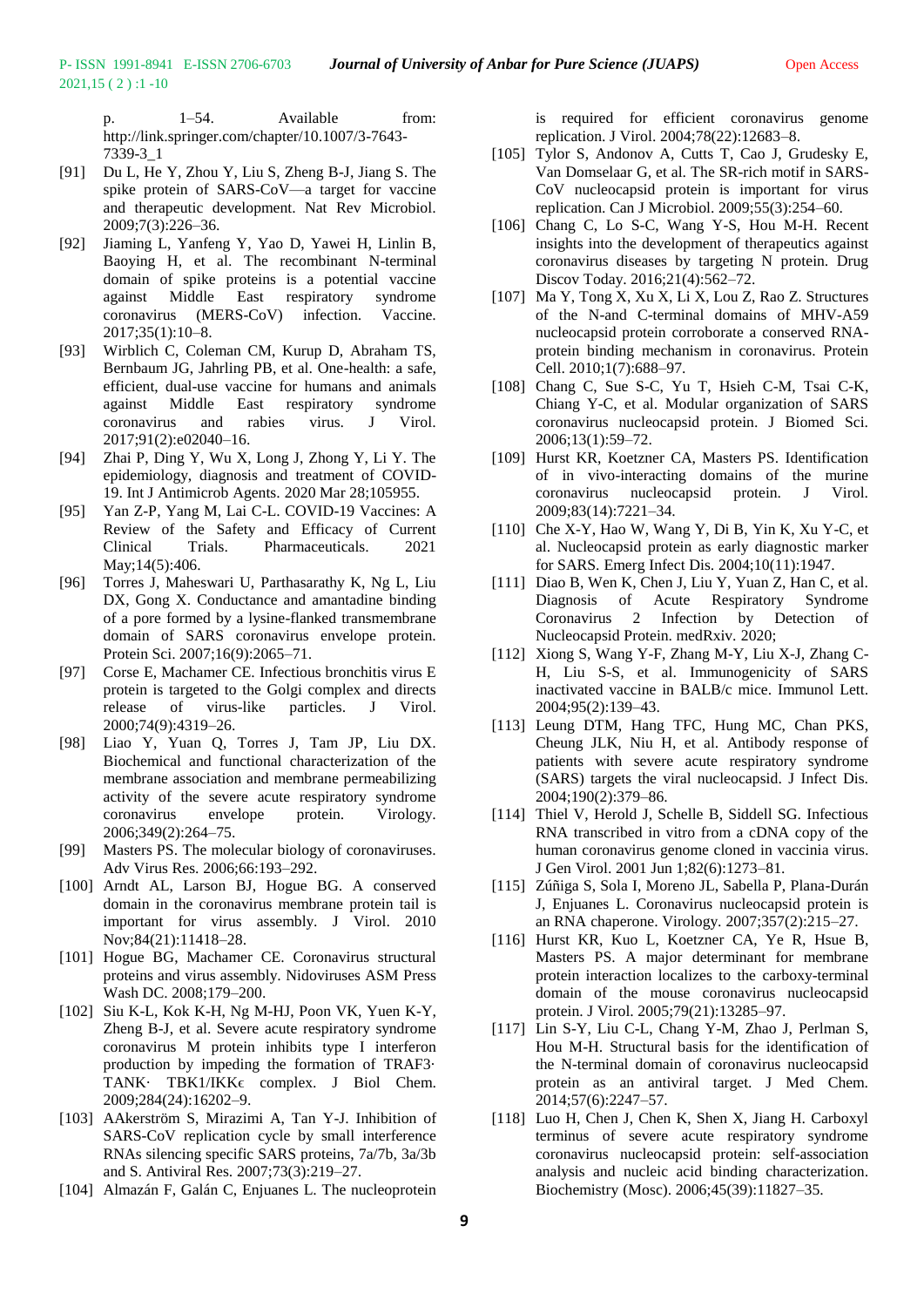p. 1–54. Available from: http://link.springer.com/chapter/10.1007/3-7643-7339-3_1

[91] Du L, He Y, Zhou Y, Liu S, Zheng B-J, Jiang S. The spike protein of SARS-CoV—a target for vaccine and therapeutic development. Nat Rev Microbiol. 2009;7(3):226–36.

[92] Jiaming L, Yanfeng Y, Yao D, Yawei H, Linlin B, Baoying H, et al. The recombinant N-terminal domain of spike proteins is a potential vaccine against Middle East respiratory syndrome coronavirus (MERS-CoV) infection. Vaccine. 2017;35(1):10–8.

[93] Wirblich C, Coleman CM, Kurup D, Abraham TS, Bernbaum JG, Jahrling PB, et al. One-health: a safe, efficient, dual-use vaccine for humans and animals against Middle East respiratory syndrome coronavirus and rabies virus. J Virol. 2017;91(2):e02040–16.

[94] Zhai P, Ding Y, Wu X, Long J, Zhong Y, Li Y. The epidemiology, diagnosis and treatment of COVID-19. Int J Antimicrob Agents. 2020 Mar 28;105955.

[95] Yan Z-P, Yang M, Lai C-L. COVID-19 Vaccines: A Review of the Safety and Efficacy of Current Clinical Trials. Pharmaceuticals. 2021 May;14(5):406.

[96] Torres J, Maheswari U, Parthasarathy K, Ng L, Liu DX, Gong X. Conductance and amantadine binding of a pore formed by a lysine-flanked transmembrane domain of SARS coronavirus envelope protein. Protein Sci. 2007;16(9):2065–71.

[97] Corse E, Machamer CE. Infectious bronchitis virus E protein is targeted to the Golgi complex and directs release of virus-like particles. J Virol. 2000;74(9):4319–26.

[98] Liao Y, Yuan Q, Torres J, Tam JP, Liu DX. Biochemical and functional characterization of the membrane association and membrane permeabilizing activity of the severe acute respiratory syndrome coronavirus envelope protein. Virology. 2006;349(2):264–75.

[99] Masters PS. The molecular biology of coronaviruses. Adv Virus Res. 2006;66:193–292.

[100] Arndt AL, Larson BJ, Hogue BG. A conserved domain in the coronavirus membrane protein tail is important for virus assembly. J Virol. 2010 Nov;84(21):11418–28.

[101] Hogue BG, Machamer CE. Coronavirus structural proteins and virus assembly. Nidoviruses ASM Press Wash DC. 2008;179–200.

[102] Siu K-L, Kok K-H, Ng M-HJ, Poon VK, Yuen K-Y, Zheng B-J, et al. Severe acute respiratory syndrome coronavirus M protein inhibits type I interferon production by impeding the formation of TRAF3· TANK· TBK1/IKKϵ complex. J Biol Chem. 2009;284(24):16202–9.

[103] AAkerström S, Mirazimi A, Tan Y-J. Inhibition of SARS-CoV replication cycle by small interference RNAs silencing specific SARS proteins, 7a/7b, 3a/3b and S. Antiviral Res. 2007;73(3):219–27.

[104] Almazán F, Galán C, Enjuanes L. The nucleoprotein is required for efficient coronavirus genome replication. J Virol. 2004;78(22):12683–8.

[105] Tylor S, Andonov A, Cutts T, Cao J, Grudesky E, Van Domselaar G, et al. The SR-rich motif in SARS-CoV nucleocapsid protein is important for virus replication. Can J Microbiol. 2009;55(3):254–60.

[106] Chang C, Lo S-C, Wang Y-S, Hou M-H. Recent insights into the development of therapeutics against coronavirus diseases by targeting N protein. Drug Discov Today. 2016;21(4):562–72.

[107] Ma Y, Tong X, Xu X, Li X, Lou Z, Rao Z. Structures of the N-and C-terminal domains of MHV-A59 nucleocapsid protein corroborate a conserved RNA-protein binding mechanism in coronavirus. Protein Cell. 2010;1(7):688–97.

[108] Chang C, Sue S-C, Yu T, Hsieh C-M, Tsai C-K, Chiang Y-C, et al. Modular organization of SARS coronavirus nucleocapsid protein. J Biomed Sci. 2006;13(1):59–72.

[109] Hurst KR, Koetzner CA, Masters PS. Identification of in vivo-interacting domains of the murine coronavirus nucleocapsid protein. J Virol. 2009;83(14):7221–34.

[110] Che X-Y, Hao W, Wang Y, Di B, Yin K, Xu Y-C, et al. Nucleocapsid protein as early diagnostic marker for SARS. Emerg Infect Dis. 2004;10(11):1947.

[111] Diao B, Wen K, Chen J, Liu Y, Yuan Z, Han C, et al. Diagnosis of Acute Respiratory Syndrome Coronavirus 2 Infection by Detection of Nucleocapsid Protein. medRxiv. 2020;

[112] Xiong S, Wang Y-F, Zhang M-Y, Liu X-J, Zhang C-H, Liu S-S, et al. Immunogenicity of SARS inactivated vaccine in BALB/c mice. Immunol Lett. 2004;95(2):139–43.

[113] Leung DTM, Hang TFC, Hung MC, Chan PKS, Cheung JLK, Niu H, et al. Antibody response of patients with severe acute respiratory syndrome (SARS) targets the viral nucleocapsid. J Infect Dis. 2004;190(2):379–86.

[114] Thiel V, Herold J, Schelle B, Siddell SG. Infectious RNA transcribed in vitro from a cDNA copy of the human coronavirus genome cloned in vaccinia virus. J Gen Virol. 2001 Jun 1;82(6):1273–81.

[115] Zúñiga S, Sola I, Moreno JL, Sabella P, Plana-Durán J, Enjuanes L. Coronavirus nucleocapsid protein is an RNA chaperone. Virology. 2007;357(2):215–27.

[116] Hurst KR, Kuo L, Koetzner CA, Ye R, Hsue B, Masters PS. A major determinant for membrane protein interaction localizes to the carboxy-terminal domain of the mouse coronavirus nucleocapsid protein. J Virol. 2005;79(21):13285–97.

[117] Lin S-Y, Liu C-L, Chang Y-M, Zhao J, Perlman S, Hou M-H. Structural basis for the identification of the N-terminal domain of coronavirus nucleocapsid protein as an antiviral target. J Med Chem. 2014;57(6):2247–57.

[118] Luo H, Chen J, Chen K, Shen X, Jiang H. Carboxyl terminus of severe acute respiratory syndrome coronavirus nucleocapsid protein: self-association analysis and nucleic acid binding characterization. Biochemistry (Mosc). 2006;45(39):11827–35.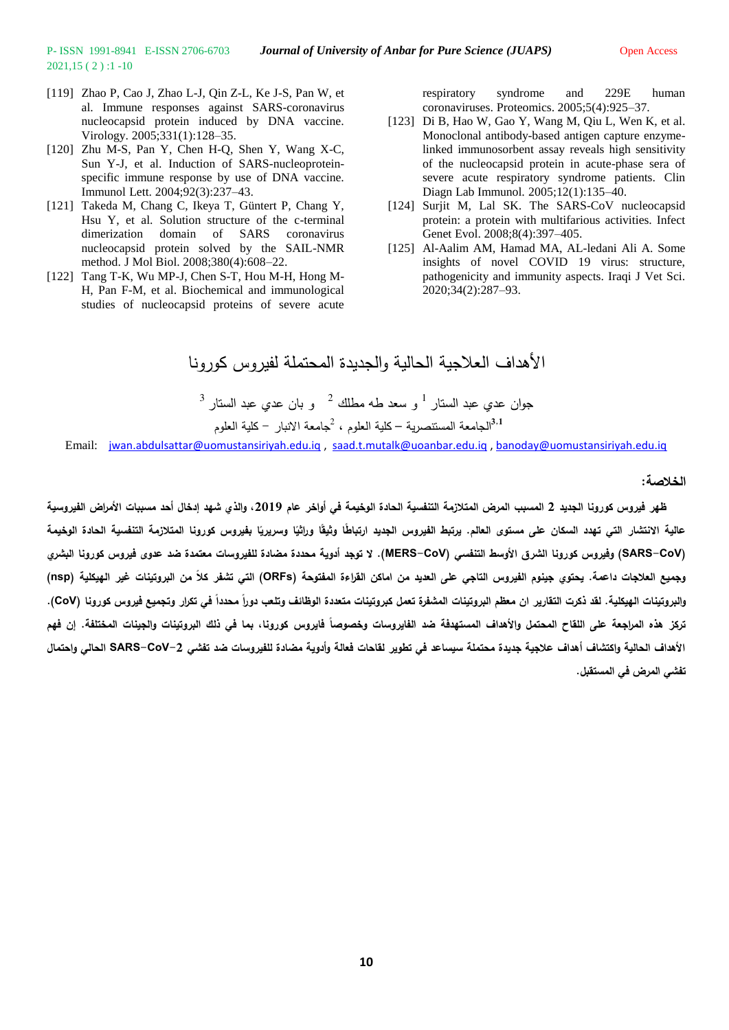[119] Zhao P, Cao J, Zhao L-J, Qin Z-L, Ke J-S, Pan W, et al. Immune responses against SARS-coronavirus nucleocapsid protein induced by DNA vaccine. Virology. 2005;331(1):128–35.

[120] Zhu M-S, Pan Y, Chen H-Q, Shen Y, Wang X-C, Sun Y-J, et al. Induction of SARS-nucleoprotein-specific immune response by use of DNA vaccine. Immunol Lett. 2004;92(3):237–43.

[121] Takeda M, Chang C, Ikeya T, Güntert P, Chang Y, Hsu Y, et al. Solution structure of the c-terminal dimerization domain of SARS coronavirus nucleocapsid protein solved by the SAIL-NMR method. J Mol Biol. 2008;380(4):608–22.

[122] Tang T-K, Wu MP-J, Chen S-T, Hou M-H, Hong M-H, Pan F-M, et al. Biochemical and immunological studies of nucleocapsid proteins of severe acute respiratory syndrome and 229E human coronaviruses. Proteomics. 2005;5(4):925–37.

[123] Di B, Hao W, Gao Y, Wang M, Qiu L, Wen K, et al. Monoclonal antibody-based antigen capture enzyme-linked immunosorbent assay reveals high sensitivity of the nucleocapsid protein in acute-phase sera of severe acute respiratory syndrome patients. Clin Diagn Lab Immunol. 2005;12(1):135–40.

[124] Surjit M, Lal SK. The SARS-CoV nucleocapsid protein: a protein with multifarious activities. Infect Genet Evol. 2008;8(4):397–405.

[125] Al-Aalim AM, Hamad MA, AL-ledani Ali A. Some insights of novel COVID 19 virus: structure, pathogenicity and immunity aspects. Iraqi J Vet Sci. 2020;34(2):287–93.

# الأهداف العلاجية الحالية والجديدة المحتملة لفيروس كورونا

جوان عدي عبد الستار [1] و سعد طه مطلك [2] و بان عدي عبد الستار [3]

[3,1] الجامعة المستنصرية – كلية العلوم ، [2] جامعة الانبار – كلية العلوم

Email: jwan.abdulsattar@uomustansiriyah.edu.iq , saad.t.mutalk@uoanbar.edu.iq , banoday@uomustansiriyah.edu.iq

**الخلاصة:**

**ظهر فيروس كورونا الجديد 2 المسبب المرض المتلازمة التنفسية الحادة الوخيمة في أواخر عام 2019، والذي شهد إدخال أحد مسببات الأمراض الفيروسية عالية الانتشار التي تهدد السكان على مستوى العالم. يرتبط الفيروس الجديد ارتباطًا وثيقًا وراثيًا وسريريًا بفيروس كورونا المتلازمة التنفسية الحادة الوخيمة (SARS–CoV) وفيروس كورونا الشرق الأوسط التنفسي (MERS–CoV). لا توجد أدوية محددة مضادة للفيروسات معتمدة ضد عدوى فيروس كورونا البشري وجميع العلاجات داعمة. يحتوي جينوم الفيروس التاجي على العديد من اماكن القراءة المفتوحة (ORFs) التي تشفر كلاً من البروتينات غير الهيكلية (nsp) والبروتينات الهيكلية. لقد ذكرت التقارير ان معظم البروتينات المشفرة تعمل كبروتينات متعددة الوظائف وتلعب دوراً محدداً في تكرار وتجميع فيروس كورونا (CoV). تركز هذه المراجعة على اللقاح المحتمل والأهداف المستهدفة ضد الفايروسات وخصوصاً فايروس كورونا، بما في ذلك البروتينات والجينات المختلفة. إن فهم الأهداف الحالية واكتشاف أهداف علاجية جديدة محتملة سيساعد في تطوير لقاحات فعالة وأدوية مضادة للفيروسات ضد تفشي SARS–CoV–2 الحالي واحتمال تفشي المرض في المستقبل.**